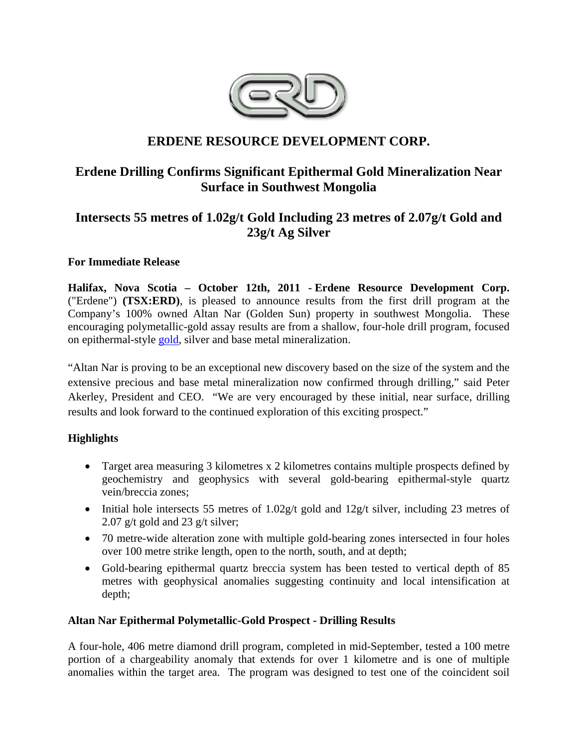# ERDENE RESOURCE DEVELOPMENT CORP.

## Erdene Drilling Confirms Significant Epithermal Gold Mineralization Near Surface in Southwest Mongolia

## Intersects 55 metres of 1.02g/t Gold Including 23 metres of 2.07g/t Gold and 23g/t Ag Silver

**For Immediate Release**

**Halifax, Nova Scotia – October 12th, 2011 - Erdene Resource Development Corp.** ("Erdene") **(TSX:ERD)**, is pleased to announce results from the first drill program at the Company's 100% owned Altan Nar (Golden Sun) property in southwest Mongolia. These encouraging polymetallic-gold assay results are from a shallow, four-hole drill program, focused on epithermal-style gold, silver and base metal mineralization.

"Altan Nar is proving to be an exceptional new discovery based on the size of the system and the extensive precious and base metal mineralization now confirmed through drilling," said Peter Akerley, President and CEO. "We are very encouraged by these initial, near surface, drilling results and look forward to the continued exploration of this exciting prospect."

**Highlights**

- Target area measuring 3 kilometres x 2 kilometres contains multiple prospects defined by geochemistry and geophysics with several gold-bearing epithermal-style quartz vein/breccia zones;
- Initial hole intersects 55 metres of 1.02g/t gold and 12g/t silver, including 23 metres of 2.07 g/t gold and 23 g/t silver;
- 70 metre-wide alteration zone with multiple gold-bearing zones intersected in four holes over 100 metre strike length, open to the north, south, and at depth;
- Gold-bearing epithermal quartz breccia system has been tested to vertical depth of 85 metres with geophysical anomalies suggesting continuity and local intensification at depth;

**Altan Nar Epithermal Polymetallic-Gold Prospect - Drilling Results**

A four-hole, 406 metre diamond drill program, completed in mid-September, tested a 100 metre portion of a chargeability anomaly that extends for over 1 kilometre and is one of multiple anomalies within the target area. The program was designed to test one of the coincident soil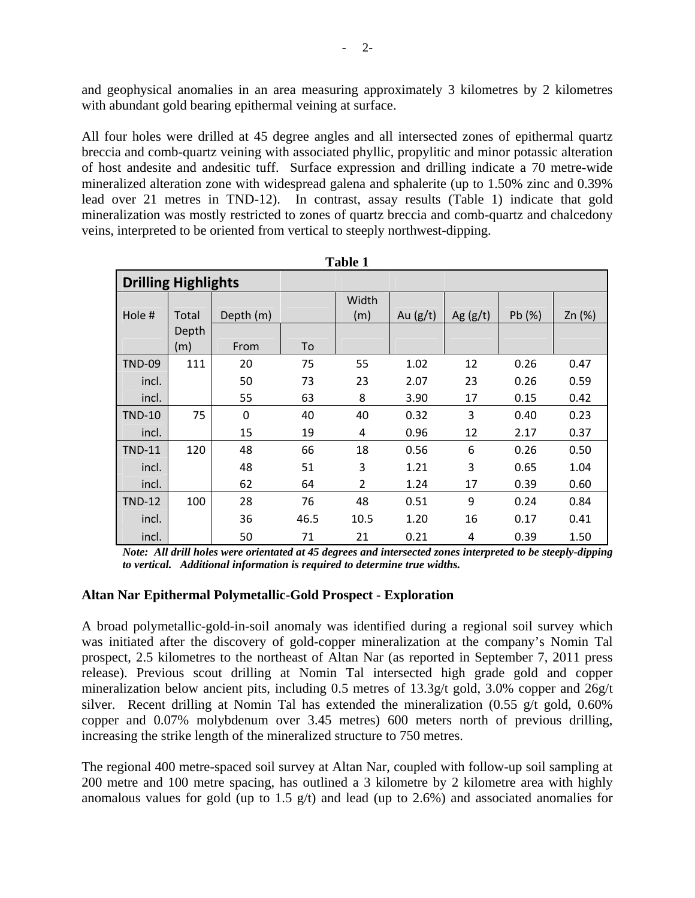and geophysical anomalies in an area measuring approximately 3 kilometres by 2 kilometres with abundant gold bearing epithermal veining at surface.

All four holes were drilled at 45 degree angles and all intersected zones of epithermal quartz breccia and comb-quartz veining with associated phyllic, propylitic and minor potassic alteration of host andesite and andesitic tuff. Surface expression and drilling indicate a 70 metre-wide mineralized alteration zone with widespread galena and sphalerite (up to 1.50% zinc and 0.39% lead over 21 metres in TND-12). In contrast, assay results (Table 1) indicate that gold mineralization was mostly restricted to zones of quartz breccia and comb-quartz and chalcedony veins, interpreted to be oriented from vertical to steeply northwest-dipping.

**Table 1**

| Drilling Highlights | | | | | | | | |
|---|---|---|---|---|---|---|---|---|
| Hole # | Total Depth (m) | Depth (m) | | Width (m) | Au (g/t) | Ag (g/t) | Pb (%) | Zn (%) |
| | | From | To | | | | | |
| TND-09 | 111 | 20 | 75 | 55 | 1.02 | 12 | 0.26 | 0.47 |
| incl. | | 50 | 73 | 23 | 2.07 | 23 | 0.26 | 0.59 |
| incl. | | 55 | 63 | 8 | 3.90 | 17 | 0.15 | 0.42 |
| TND-10 | 75 | 0 | 40 | 40 | 0.32 | 3 | 0.40 | 0.23 |
| incl. | | 15 | 19 | 4 | 0.96 | 12 | 2.17 | 0.37 |
| TND-11 | 120 | 48 | 66 | 18 | 0.56 | 6 | 0.26 | 0.50 |
| incl. | | 48 | 51 | 3 | 1.21 | 3 | 0.65 | 1.04 |
| incl. | | 62 | 64 | 2 | 1.24 | 17 | 0.39 | 0.60 |
| TND-12 | 100 | 28 | 76 | 48 | 0.51 | 9 | 0.24 | 0.84 |
| incl. | | 36 | 46.5 | 10.5 | 1.20 | 16 | 0.17 | 0.41 |
| incl. | | 50 | 71 | 21 | 0.21 | 4 | 0.39 | 1.50 |

***Note: All drill holes were orientated at 45 degrees and intersected zones interpreted to be steeply-dipping to vertical. Additional information is required to determine true widths.***

**Altan Nar Epithermal Polymetallic-Gold Prospect - Exploration**

A broad polymetallic-gold-in-soil anomaly was identified during a regional soil survey which was initiated after the discovery of gold-copper mineralization at the company's Nomin Tal prospect, 2.5 kilometres to the northeast of Altan Nar (as reported in September 7, 2011 press release). Previous scout drilling at Nomin Tal intersected high grade gold and copper mineralization below ancient pits, including 0.5 metres of 13.3g/t gold, 3.0% copper and 26g/t silver. Recent drilling at Nomin Tal has extended the mineralization (0.55 g/t gold, 0.60% copper and 0.07% molybdenum over 3.45 metres) 600 meters north of previous drilling, increasing the strike length of the mineralized structure to 750 metres.

The regional 400 metre-spaced soil survey at Altan Nar, coupled with follow-up soil sampling at 200 metre and 100 metre spacing, has outlined a 3 kilometre by 2 kilometre area with highly anomalous values for gold (up to 1.5 g/t) and lead (up to 2.6%) and associated anomalies for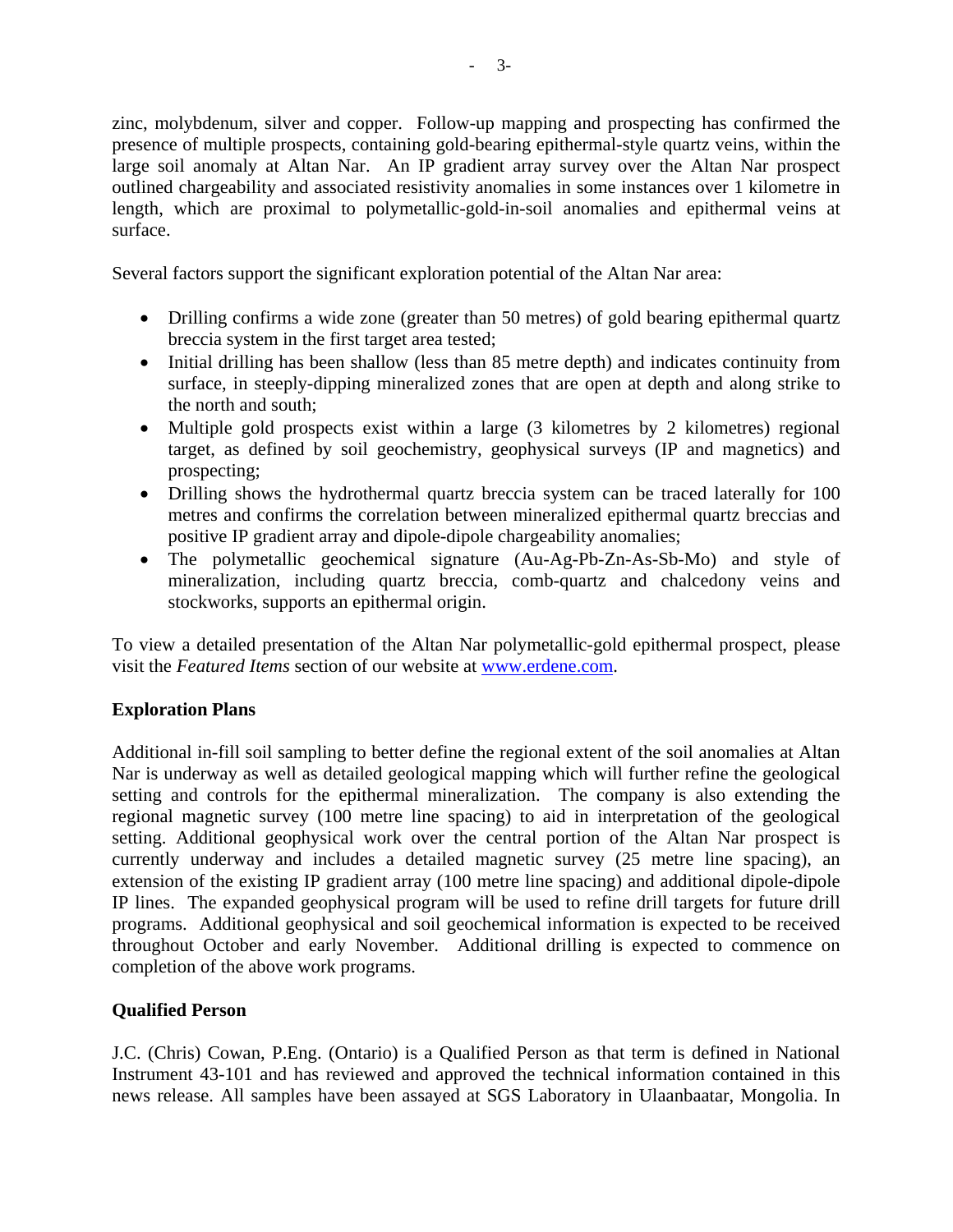zinc, molybdenum, silver and copper. Follow-up mapping and prospecting has confirmed the presence of multiple prospects, containing gold-bearing epithermal-style quartz veins, within the large soil anomaly at Altan Nar. An IP gradient array survey over the Altan Nar prospect outlined chargeability and associated resistivity anomalies in some instances over 1 kilometre in length, which are proximal to polymetallic-gold-in-soil anomalies and epithermal veins at surface.

Several factors support the significant exploration potential of the Altan Nar area:

- Drilling confirms a wide zone (greater than 50 metres) of gold bearing epithermal quartz breccia system in the first target area tested;
- Initial drilling has been shallow (less than 85 metre depth) and indicates continuity from surface, in steeply-dipping mineralized zones that are open at depth and along strike to the north and south;
- Multiple gold prospects exist within a large (3 kilometres by 2 kilometres) regional target, as defined by soil geochemistry, geophysical surveys (IP and magnetics) and prospecting;
- Drilling shows the hydrothermal quartz breccia system can be traced laterally for 100 metres and confirms the correlation between mineralized epithermal quartz breccias and positive IP gradient array and dipole-dipole chargeability anomalies;
- The polymetallic geochemical signature (Au-Ag-Pb-Zn-As-Sb-Mo) and style of mineralization, including quartz breccia, comb-quartz and chalcedony veins and stockworks, supports an epithermal origin.

To view a detailed presentation of the Altan Nar polymetallic-gold epithermal prospect, please visit the *Featured Items* section of our website at www.erdene.com.

**Exploration Plans**

Additional in-fill soil sampling to better define the regional extent of the soil anomalies at Altan Nar is underway as well as detailed geological mapping which will further refine the geological setting and controls for the epithermal mineralization. The company is also extending the regional magnetic survey (100 metre line spacing) to aid in interpretation of the geological setting. Additional geophysical work over the central portion of the Altan Nar prospect is currently underway and includes a detailed magnetic survey (25 metre line spacing), an extension of the existing IP gradient array (100 metre line spacing) and additional dipole-dipole IP lines. The expanded geophysical program will be used to refine drill targets for future drill programs. Additional geophysical and soil geochemical information is expected to be received throughout October and early November. Additional drilling is expected to commence on completion of the above work programs.

**Qualified Person**

J.C. (Chris) Cowan, P.Eng. (Ontario) is a Qualified Person as that term is defined in National Instrument 43-101 and has reviewed and approved the technical information contained in this news release. All samples have been assayed at SGS Laboratory in Ulaanbaatar, Mongolia. In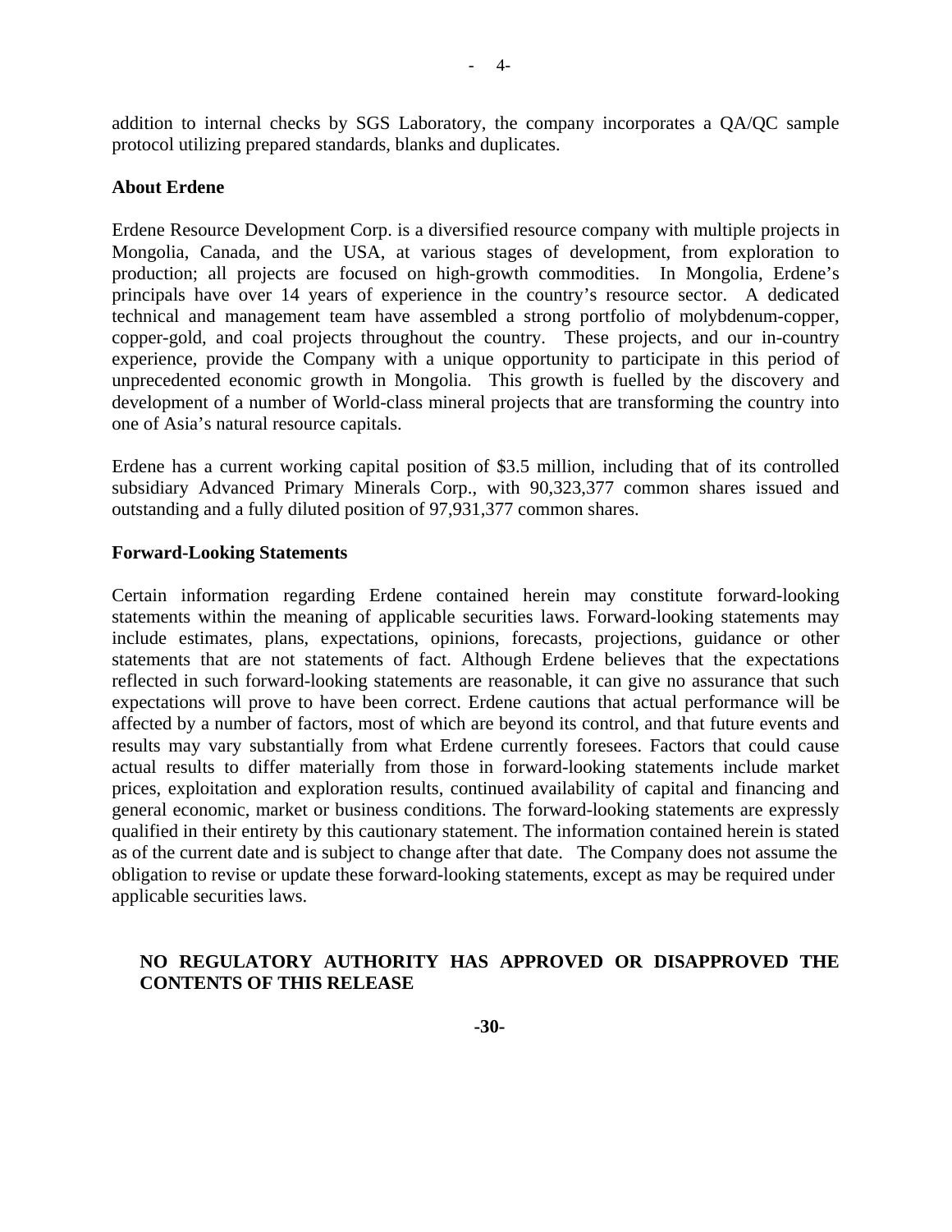addition to internal checks by SGS Laboratory, the company incorporates a QA/QC sample protocol utilizing prepared standards, blanks and duplicates.

**About Erdene**

Erdene Resource Development Corp. is a diversified resource company with multiple projects in Mongolia, Canada, and the USA, at various stages of development, from exploration to production; all projects are focused on high-growth commodities. In Mongolia, Erdene's principals have over 14 years of experience in the country's resource sector. A dedicated technical and management team have assembled a strong portfolio of molybdenum-copper, copper-gold, and coal projects throughout the country. These projects, and our in-country experience, provide the Company with a unique opportunity to participate in this period of unprecedented economic growth in Mongolia. This growth is fuelled by the discovery and development of a number of World-class mineral projects that are transforming the country into one of Asia's natural resource capitals.

Erdene has a current working capital position of $3.5 million, including that of its controlled subsidiary Advanced Primary Minerals Corp., with 90,323,377 common shares issued and outstanding and a fully diluted position of 97,931,377 common shares.

**Forward-Looking Statements**

Certain information regarding Erdene contained herein may constitute forward-looking statements within the meaning of applicable securities laws. Forward-looking statements may include estimates, plans, expectations, opinions, forecasts, projections, guidance or other statements that are not statements of fact. Although Erdene believes that the expectations reflected in such forward-looking statements are reasonable, it can give no assurance that such expectations will prove to have been correct. Erdene cautions that actual performance will be affected by a number of factors, most of which are beyond its control, and that future events and results may vary substantially from what Erdene currently foresees. Factors that could cause actual results to differ materially from those in forward-looking statements include market prices, exploitation and exploration results, continued availability of capital and financing and general economic, market or business conditions. The forward-looking statements are expressly qualified in their entirety by this cautionary statement. The information contained herein is stated as of the current date and is subject to change after that date. The Company does not assume the obligation to revise or update these forward-looking statements, except as may be required under applicable securities laws.

**NO REGULATORY AUTHORITY HAS APPROVED OR DISAPPROVED THE CONTENTS OF THIS RELEASE**

**-30-**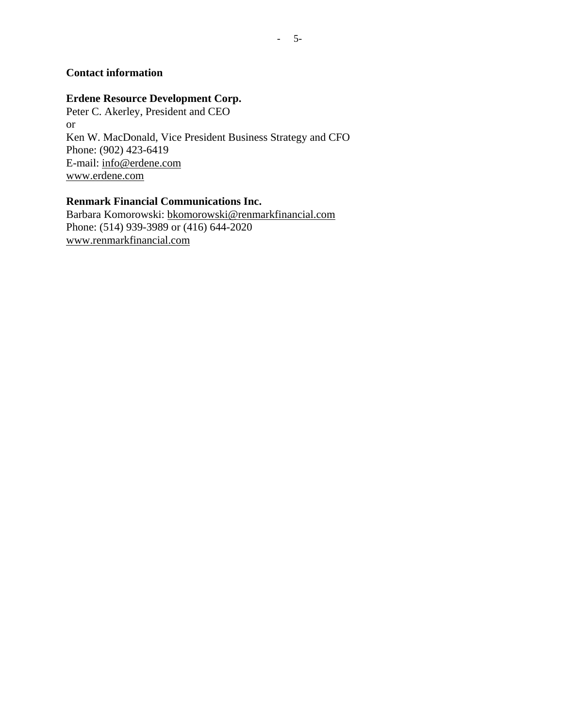**Contact information**

**Erdene Resource Development Corp.**
Peter C. Akerley, President and CEO
or
Ken W. MacDonald, Vice President Business Strategy and CFO
Phone: (902) 423-6419
E-mail: info@erdene.com
www.erdene.com

**Renmark Financial Communications Inc.**
Barbara Komorowski: bkomorowski@renmarkfinancial.com
Phone: (514) 939-3989 or (416) 644-2020
www.renmarkfinancial.com